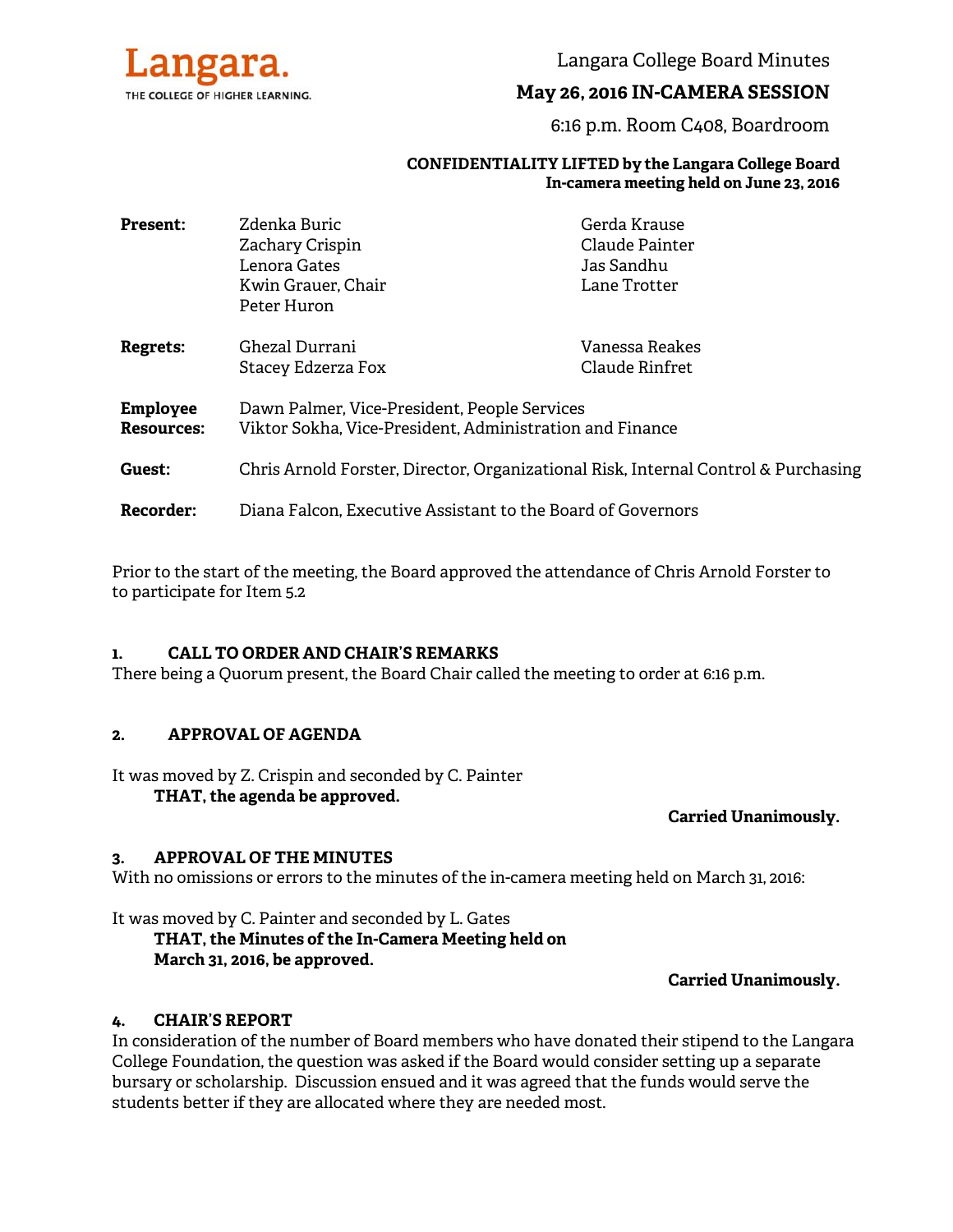Langara. THE COLLEGE OF HIGHER LEARNING.

# Langara College Board Minutes

## May 26, 2016 IN-CAMERA SESSION

6:16 p.m. Room C408, Boardroom

**CONFIDENTIALITY LIFTED by the Langara College Board In-camera meeting held on June 23, 2016**

| | | |
|---|---|---|
| **Present:** | Zdenka Buric<br>Zachary Crispin<br>Lenora Gates<br>Kwin Grauer, Chair<br>Peter Huron | Gerda Krause<br>Claude Painter<br>Jas Sandhu<br>Lane Trotter |
| **Regrets:** | Ghezal Durrani<br>Stacey Edzerza Fox | Vanessa Reakes<br>Claude Rinfret |
| **Employee Resources:** | Dawn Palmer, Vice-President, People Services<br>Viktor Sokha, Vice-President, Administration and Finance | |
| **Guest:** | Chris Arnold Forster, Director, Organizational Risk, Internal Control & Purchasing | |
| **Recorder:** | Diana Falcon, Executive Assistant to the Board of Governors | |

Prior to the start of the meeting, the Board approved the attendance of Chris Arnold Forster to to participate for Item 5.2

### 1. CALL TO ORDER AND CHAIR'S REMARKS

There being a Quorum present, the Board Chair called the meeting to order at 6:16 p.m.

### 2. APPROVAL OF AGENDA

It was moved by Z. Crispin and seconded by C. Painter

**THAT, the agenda be approved.**

**Carried Unanimously.**

### 3. APPROVAL OF THE MINUTES

With no omissions or errors to the minutes of the in-camera meeting held on March 31, 2016:

It was moved by C. Painter and seconded by L. Gates

**THAT, the Minutes of the In-Camera Meeting held on March 31, 2016, be approved.**

**Carried Unanimously.**

### 4. CHAIR'S REPORT

In consideration of the number of Board members who have donated their stipend to the Langara College Foundation, the question was asked if the Board would consider setting up a separate bursary or scholarship. Discussion ensued and it was agreed that the funds would serve the students better if they are allocated where they are needed most.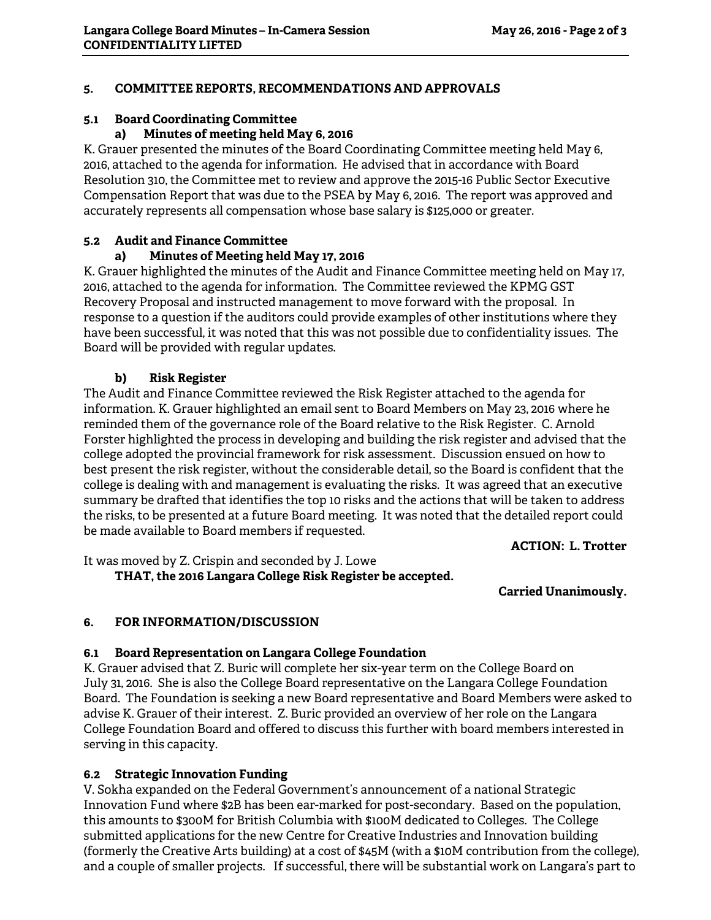## 5. COMMITTEE REPORTS, RECOMMENDATIONS AND APPROVALS

### 5.1 Board Coordinating Committee

#### a) Minutes of meeting held May 6, 2016

K. Grauer presented the minutes of the Board Coordinating Committee meeting held May 6, 2016, attached to the agenda for information. He advised that in accordance with Board Resolution 310, the Committee met to review and approve the 2015-16 Public Sector Executive Compensation Report that was due to the PSEA by May 6, 2016. The report was approved and accurately represents all compensation whose base salary is $125,000 or greater.

### 5.2 Audit and Finance Committee

#### a) Minutes of Meeting held May 17, 2016

K. Grauer highlighted the minutes of the Audit and Finance Committee meeting held on May 17, 2016, attached to the agenda for information. The Committee reviewed the KPMG GST Recovery Proposal and instructed management to move forward with the proposal. In response to a question if the auditors could provide examples of other institutions where they have been successful, it was noted that this was not possible due to confidentiality issues. The Board will be provided with regular updates.

#### b) Risk Register

The Audit and Finance Committee reviewed the Risk Register attached to the agenda for information. K. Grauer highlighted an email sent to Board Members on May 23, 2016 where he reminded them of the governance role of the Board relative to the Risk Register. C. Arnold Forster highlighted the process in developing and building the risk register and advised that the college adopted the provincial framework for risk assessment. Discussion ensued on how to best present the risk register, without the considerable detail, so the Board is confident that the college is dealing with and management is evaluating the risks. It was agreed that an executive summary be drafted that identifies the top 10 risks and the actions that will be taken to address the risks, to be presented at a future Board meeting. It was noted that the detailed report could be made available to Board members if requested.

**ACTION: L. Trotter**

It was moved by Z. Crispin and seconded by J. Lowe

**THAT, the 2016 Langara College Risk Register be accepted.**

**Carried Unanimously.**

## 6. FOR INFORMATION/DISCUSSION

### 6.1 Board Representation on Langara College Foundation

K. Grauer advised that Z. Buric will complete her six-year term on the College Board on July 31, 2016. She is also the College Board representative on the Langara College Foundation Board. The Foundation is seeking a new Board representative and Board Members were asked to advise K. Grauer of their interest. Z. Buric provided an overview of her role on the Langara College Foundation Board and offered to discuss this further with board members interested in serving in this capacity.

### 6.2 Strategic Innovation Funding

V. Sokha expanded on the Federal Government's announcement of a national Strategic Innovation Fund where $2B has been ear-marked for post-secondary. Based on the population, this amounts to $300M for British Columbia with $100M dedicated to Colleges. The College submitted applications for the new Centre for Creative Industries and Innovation building (formerly the Creative Arts building) at a cost of $45M (with a $10M contribution from the college), and a couple of smaller projects. If successful, there will be substantial work on Langara's part to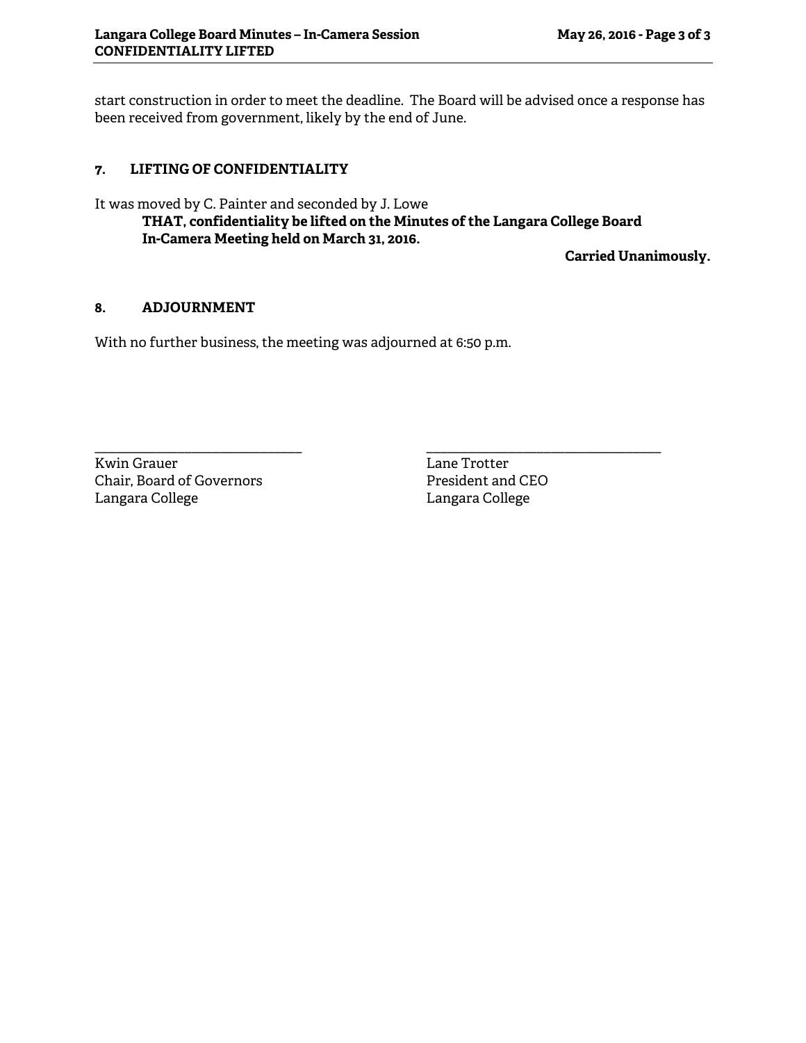start construction in order to meet the deadline. The Board will be advised once a response has been received from government, likely by the end of June.

## 7. LIFTING OF CONFIDENTIALITY

It was moved by C. Painter and seconded by J. Lowe

> **THAT, confidentiality be lifted on the Minutes of the Langara College Board In-Camera Meeting held on March 31, 2016.**

**Carried Unanimously.**

## 8. ADJOURNMENT

With no further business, the meeting was adjourned at 6:50 p.m.

| | |
|---|---|
| \_\_\_\_\_\_\_\_\_\_\_\_\_\_\_\_\_\_\_\_\_\_\_\_\_\_\_\_ | \_\_\_\_\_\_\_\_\_\_\_\_\_\_\_\_\_\_\_\_\_\_\_\_\_\_\_\_ |
| Kwin Grauer | Lane Trotter |
| Chair, Board of Governors | President and CEO |
| Langara College | Langara College |